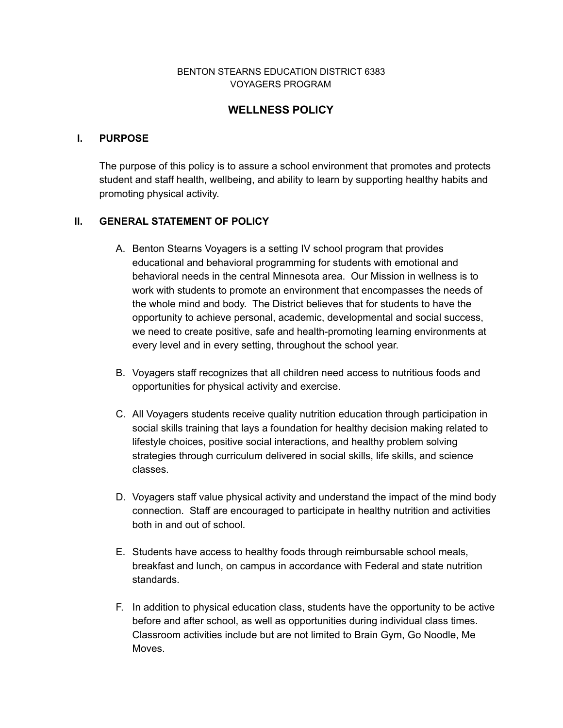BENTON STEARNS EDUCATION DISTRICT 6383
VOYAGERS PROGRAM

# WELLNESS POLICY

## I. PURPOSE

The purpose of this policy is to assure a school environment that promotes and protects student and staff health, wellbeing, and ability to learn by supporting healthy habits and promoting physical activity.

## II. GENERAL STATEMENT OF POLICY

A. Benton Stearns Voyagers is a setting IV school program that provides educational and behavioral programming for students with emotional and behavioral needs in the central Minnesota area. Our Mission in wellness is to work with students to promote an environment that encompasses the needs of the whole mind and body. The District believes that for students to have the opportunity to achieve personal, academic, developmental and social success, we need to create positive, safe and health-promoting learning environments at every level and in every setting, throughout the school year.

B. Voyagers staff recognizes that all children need access to nutritious foods and opportunities for physical activity and exercise.

C. All Voyagers students receive quality nutrition education through participation in social skills training that lays a foundation for healthy decision making related to lifestyle choices, positive social interactions, and healthy problem solving strategies through curriculum delivered in social skills, life skills, and science classes.

D. Voyagers staff value physical activity and understand the impact of the mind body connection. Staff are encouraged to participate in healthy nutrition and activities both in and out of school.

E. Students have access to healthy foods through reimbursable school meals, breakfast and lunch, on campus in accordance with Federal and state nutrition standards.

F. In addition to physical education class, students have the opportunity to be active before and after school, as well as opportunities during individual class times. Classroom activities include but are not limited to Brain Gym, Go Noodle, Me Moves.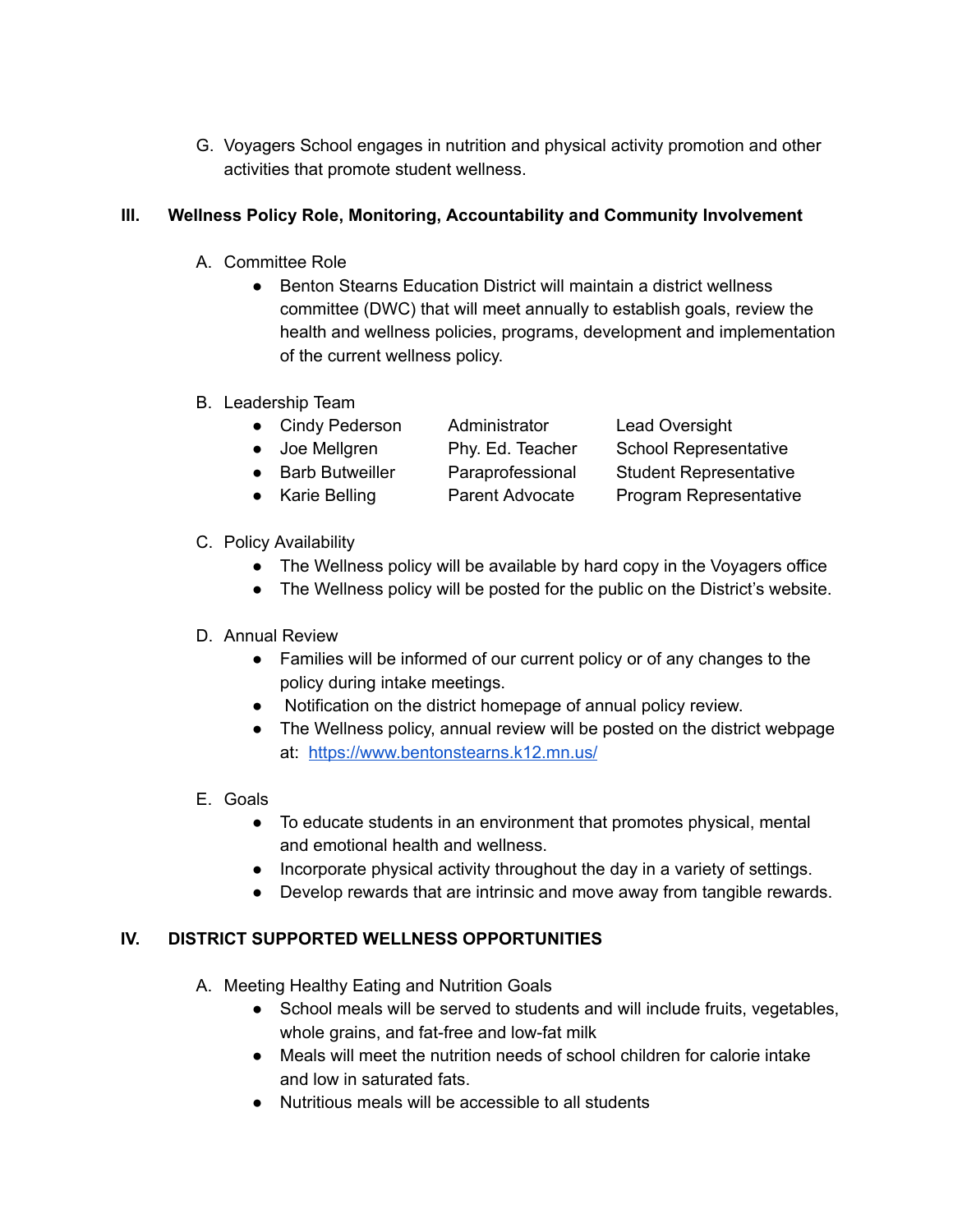G. Voyagers School engages in nutrition and physical activity promotion and other activities that promote student wellness.

## III. Wellness Policy Role, Monitoring, Accountability and Community Involvement

A. Committee Role

- Benton Stearns Education District will maintain a district wellness committee (DWC) that will meet annually to establish goals, review the health and wellness policies, programs, development and implementation of the current wellness policy.

B. Leadership Team

| Name | Position | Role |
| --- | --- | --- |
| Cindy Pederson | Administrator | Lead Oversight |
| Joe Mellgren | Phy. Ed. Teacher | School Representative |
| Barb Butweiller | Paraprofessional | Student Representative |
| Karie Belling | Parent Advocate | Program Representative |

C. Policy Availability

- The Wellness policy will be available by hard copy in the Voyagers office
- The Wellness policy will be posted for the public on the District's website.

D. Annual Review

- Families will be informed of our current policy or of any changes to the policy during intake meetings.
- Notification on the district homepage of annual policy review.
- The Wellness policy, annual review will be posted on the district webpage at: [https://www.bentonstearns.k12.mn.us/](https://www.bentonstearns.k12.mn.us/)

E. Goals

- To educate students in an environment that promotes physical, mental and emotional health and wellness.
- Incorporate physical activity throughout the day in a variety of settings.
- Develop rewards that are intrinsic and move away from tangible rewards.

## IV. DISTRICT SUPPORTED WELLNESS OPPORTUNITIES

A. Meeting Healthy Eating and Nutrition Goals

- School meals will be served to students and will include fruits, vegetables, whole grains, and fat-free and low-fat milk
- Meals will meet the nutrition needs of school children for calorie intake and low in saturated fats.
- Nutritious meals will be accessible to all students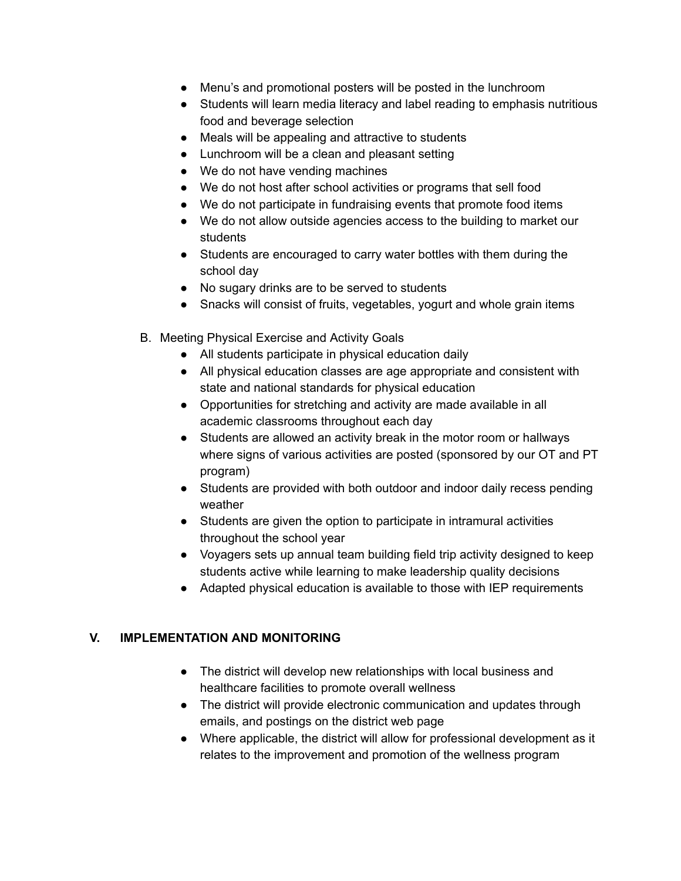- Menu's and promotional posters will be posted in the lunchroom
- Students will learn media literacy and label reading to emphasis nutritious food and beverage selection
- Meals will be appealing and attractive to students
- Lunchroom will be a clean and pleasant setting
- We do not have vending machines
- We do not host after school activities or programs that sell food
- We do not participate in fundraising events that promote food items
- We do not allow outside agencies access to the building to market our students
- Students are encouraged to carry water bottles with them during the school day
- No sugary drinks are to be served to students
- Snacks will consist of fruits, vegetables, yogurt and whole grain items

B. Meeting Physical Exercise and Activity Goals

- All students participate in physical education daily
- All physical education classes are age appropriate and consistent with state and national standards for physical education
- Opportunities for stretching and activity are made available in all academic classrooms throughout each day
- Students are allowed an activity break in the motor room or hallways where signs of various activities are posted (sponsored by our OT and PT program)
- Students are provided with both outdoor and indoor daily recess pending weather
- Students are given the option to participate in intramural activities throughout the school year
- Voyagers sets up annual team building field trip activity designed to keep students active while learning to make leadership quality decisions
- Adapted physical education is available to those with IEP requirements

## V. IMPLEMENTATION AND MONITORING

- The district will develop new relationships with local business and healthcare facilities to promote overall wellness
- The district will provide electronic communication and updates through emails, and postings on the district web page
- Where applicable, the district will allow for professional development as it relates to the improvement and promotion of the wellness program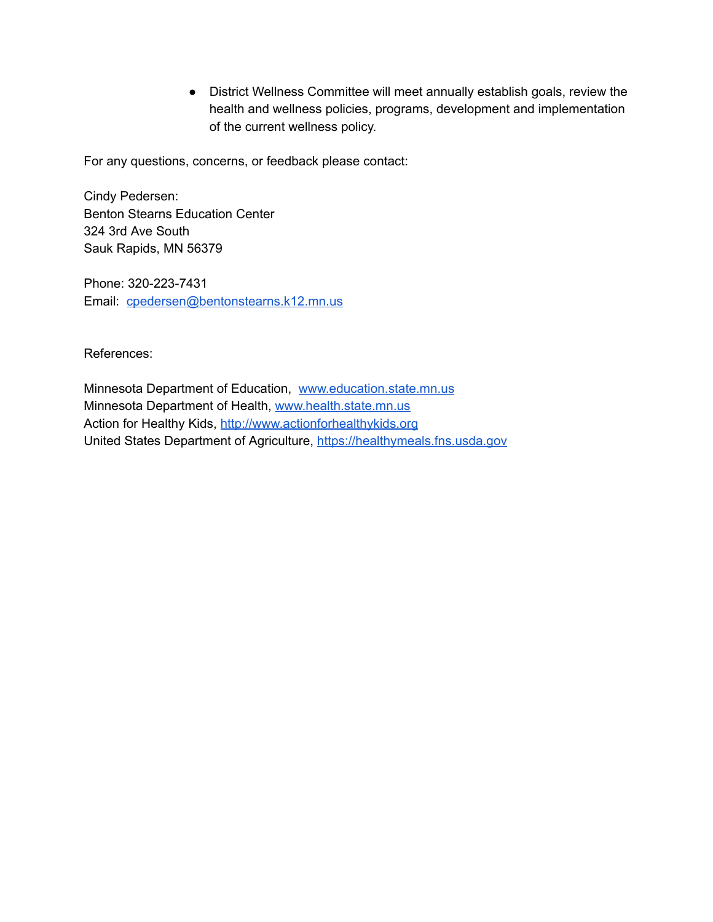- District Wellness Committee will meet annually establish goals, review the health and wellness policies, programs, development and implementation of the current wellness policy.

For any questions, concerns, or feedback please contact:

Cindy Pedersen:
Benton Stearns Education Center
324 3rd Ave South
Sauk Rapids, MN 56379

Phone: 320-223-7431
Email: cpedersen@bentonstearns.k12.mn.us

References:

Minnesota Department of Education, www.education.state.mn.us
Minnesota Department of Health, www.health.state.mn.us
Action for Healthy Kids, http://www.actionforhealthykids.org
United States Department of Agriculture, https://healthymeals.fns.usda.gov